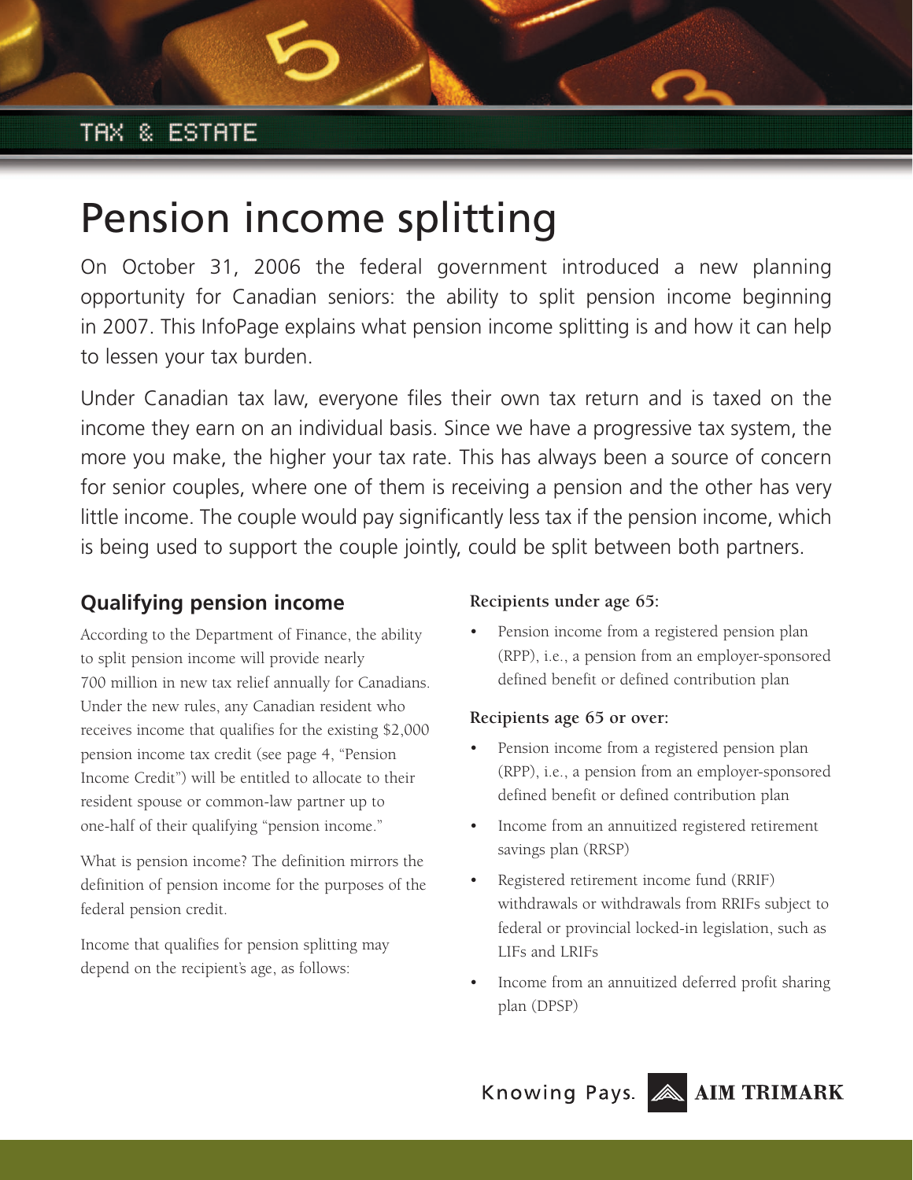TAX & ESTATE

# Pension income splitting

On October 31, 2006 the federal government introduced a new planning opportunity for Canadian seniors: the ability to split pension income beginning in 2007. This InfoPage explains what pension income splitting is and how it can help to lessen your tax burden.

Under Canadian tax law, everyone files their own tax return and is taxed on the income they earn on an individual basis. Since we have a progressive tax system, the more you make, the higher your tax rate. This has always been a source of concern for senior couples, where one of them is receiving a pension and the other has very little income. The couple would pay significantly less tax if the pension income, which is being used to support the couple jointly, could be split between both partners.

## Qualifying pension income

According to the Department of Finance, the ability to split pension income will provide nearly 700 million in new tax relief annually for Canadians. Under the new rules, any Canadian resident who receives income that qualifies for the existing $2,000 pension income tax credit (see page 4, "Pension Income Credit") will be entitled to allocate to their resident spouse or common-law partner up to one-half of their qualifying "pension income."

What is pension income? The definition mirrors the definition of pension income for the purposes of the federal pension credit.

Income that qualifies for pension splitting may depend on the recipient's age, as follows:

**Recipients under age 65:**

- Pension income from a registered pension plan (RPP), i.e., a pension from an employer-sponsored defined benefit or defined contribution plan

**Recipients age 65 or over:**

- Pension income from a registered pension plan (RPP), i.e., a pension from an employer-sponsored defined benefit or defined contribution plan
- Income from an annuitized registered retirement savings plan (RRSP)
- Registered retirement income fund (RRIF) withdrawals or withdrawals from RRIFs subject to federal or provincial locked-in legislation, such as LIFs and LRIFs
- Income from an annuitized deferred profit sharing plan (DPSP)

Knowing Pays. AIM TRIMARK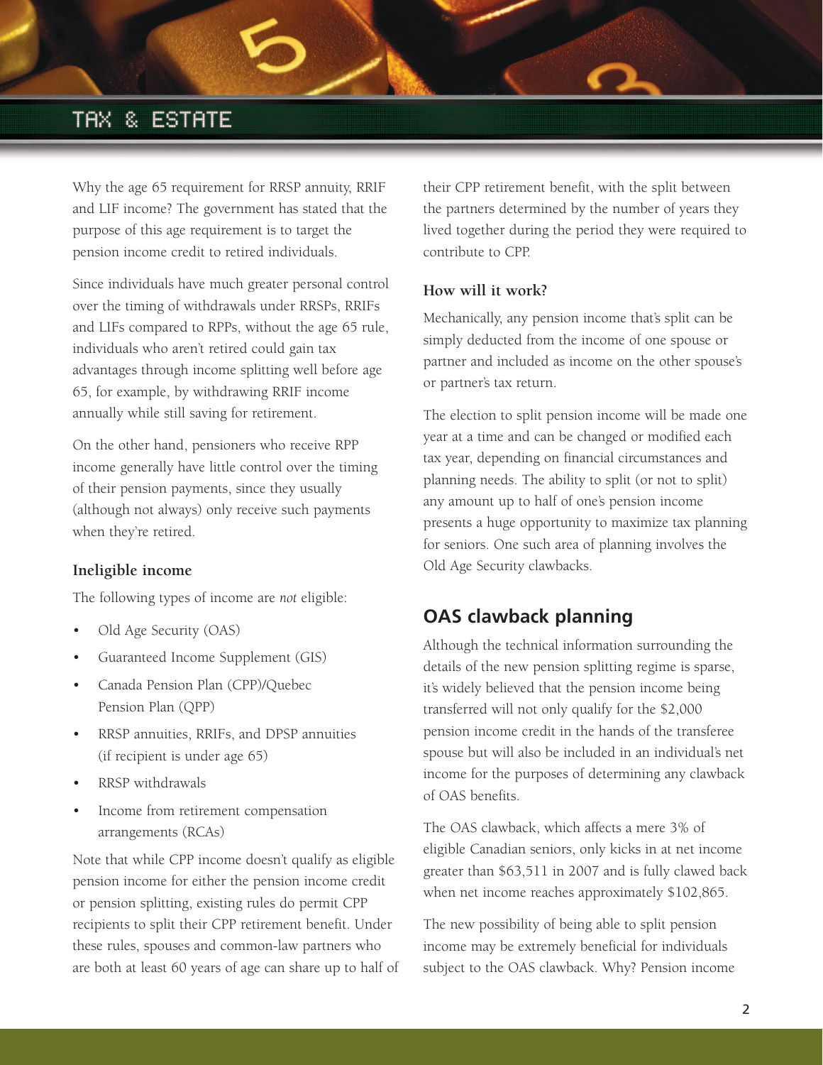Why the age 65 requirement for RRSP annuity, RRIF and LIF income? The government has stated that the purpose of this age requirement is to target the pension income credit to retired individuals.

Since individuals have much greater personal control over the timing of withdrawals under RRSPs, RRIFs and LIFs compared to RPPs, without the age 65 rule, individuals who aren't retired could gain tax advantages through income splitting well before age 65, for example, by withdrawing RRIF income annually while still saving for retirement.

On the other hand, pensioners who receive RPP income generally have little control over the timing of their pension payments, since they usually (although not always) only receive such payments when they're retired.

### Ineligible income

The following types of income are *not* eligible:

- Old Age Security (OAS)
- Guaranteed Income Supplement (GIS)
- Canada Pension Plan (CPP)/Quebec Pension Plan (QPP)
- RRSP annuities, RRIFs, and DPSP annuities (if recipient is under age 65)
- RRSP withdrawals
- Income from retirement compensation arrangements (RCAs)

Note that while CPP income doesn't qualify as eligible pension income for either the pension income credit or pension splitting, existing rules do permit CPP recipients to split their CPP retirement benefit. Under these rules, spouses and common-law partners who are both at least 60 years of age can share up to half of their CPP retirement benefit, with the split between the partners determined by the number of years they lived together during the period they were required to contribute to CPP.

### How will it work?

Mechanically, any pension income that's split can be simply deducted from the income of one spouse or partner and included as income on the other spouse's or partner's tax return.

The election to split pension income will be made one year at a time and can be changed or modified each tax year, depending on financial circumstances and planning needs. The ability to split (or not to split) any amount up to half of one's pension income presents a huge opportunity to maximize tax planning for seniors. One such area of planning involves the Old Age Security clawbacks.

## OAS clawback planning

Although the technical information surrounding the details of the new pension splitting regime is sparse, it's widely believed that the pension income being transferred will not only qualify for the $2,000 pension income credit in the hands of the transferee spouse but will also be included in an individual's net income for the purposes of determining any clawback of OAS benefits.

The OAS clawback, which affects a mere 3% of eligible Canadian seniors, only kicks in at net income greater than $63,511 in 2007 and is fully clawed back when net income reaches approximately $102,865.

The new possibility of being able to split pension income may be extremely beneficial for individuals subject to the OAS clawback. Why? Pension income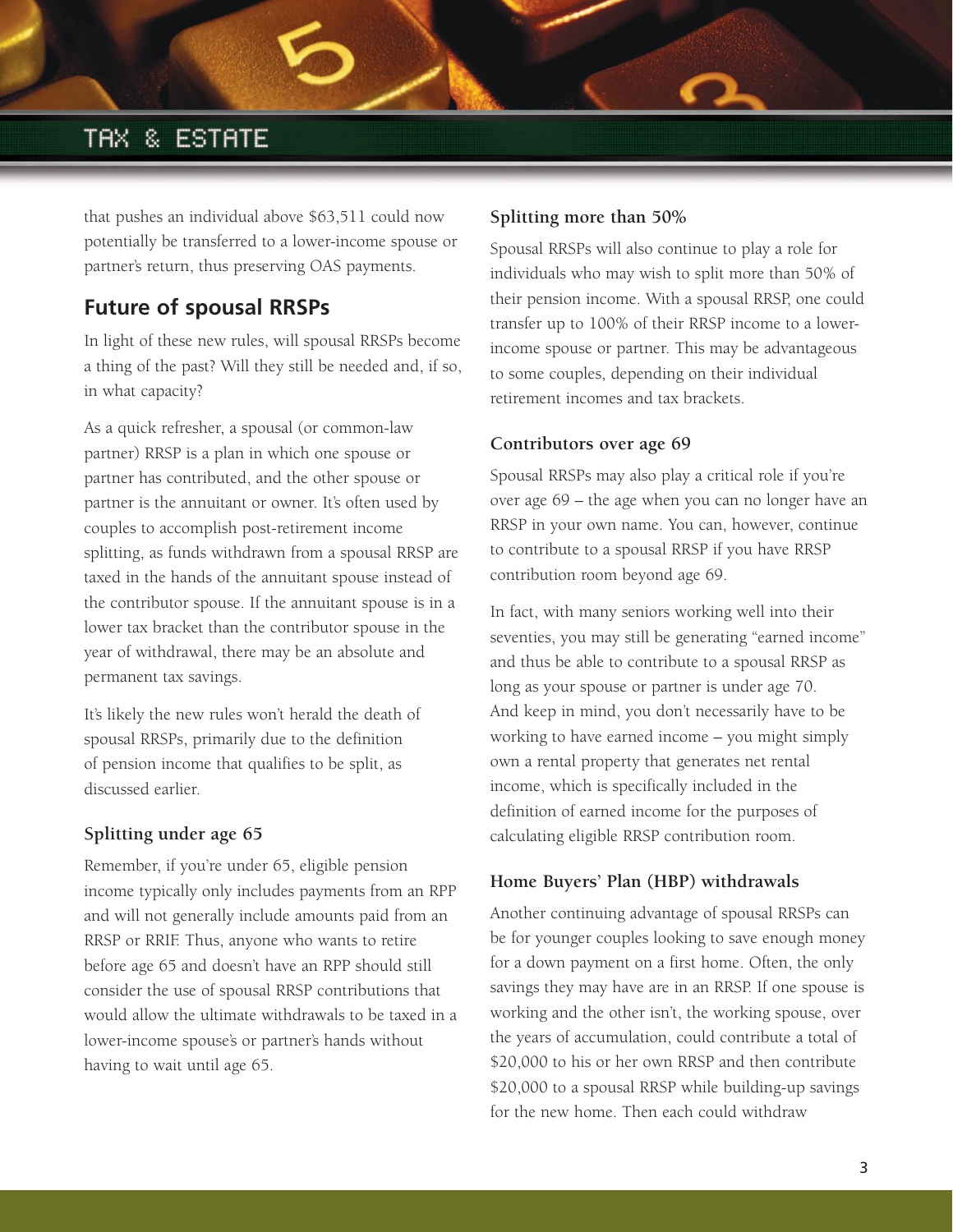that pushes an individual above $63,511 could now potentially be transferred to a lower-income spouse or partner's return, thus preserving OAS payments.

## Future of spousal RRSPs

In light of these new rules, will spousal RRSPs become a thing of the past? Will they still be needed and, if so, in what capacity?

As a quick refresher, a spousal (or common-law partner) RRSP is a plan in which one spouse or partner has contributed, and the other spouse or partner is the annuitant or owner. It's often used by couples to accomplish post-retirement income splitting, as funds withdrawn from a spousal RRSP are taxed in the hands of the annuitant spouse instead of the contributor spouse. If the annuitant spouse is in a lower tax bracket than the contributor spouse in the year of withdrawal, there may be an absolute and permanent tax savings.

It's likely the new rules won't herald the death of spousal RRSPs, primarily due to the definition of pension income that qualifies to be split, as discussed earlier.

### Splitting under age 65

Remember, if you're under 65, eligible pension income typically only includes payments from an RPP and will not generally include amounts paid from an RRSP or RRIF. Thus, anyone who wants to retire before age 65 and doesn't have an RPP should still consider the use of spousal RRSP contributions that would allow the ultimate withdrawals to be taxed in a lower-income spouse's or partner's hands without having to wait until age 65.

### Splitting more than 50%

Spousal RRSPs will also continue to play a role for individuals who may wish to split more than 50% of their pension income. With a spousal RRSP, one could transfer up to 100% of their RRSP income to a lower-income spouse or partner. This may be advantageous to some couples, depending on their individual retirement incomes and tax brackets.

### Contributors over age 69

Spousal RRSPs may also play a critical role if you're over age 69 – the age when you can no longer have an RRSP in your own name. You can, however, continue to contribute to a spousal RRSP if you have RRSP contribution room beyond age 69.

In fact, with many seniors working well into their seventies, you may still be generating "earned income" and thus be able to contribute to a spousal RRSP as long as your spouse or partner is under age 70. And keep in mind, you don't necessarily have to be working to have earned income – you might simply own a rental property that generates net rental income, which is specifically included in the definition of earned income for the purposes of calculating eligible RRSP contribution room.

### Home Buyers' Plan (HBP) withdrawals

Another continuing advantage of spousal RRSPs can be for younger couples looking to save enough money for a down payment on a first home. Often, the only savings they may have are in an RRSP. If one spouse is working and the other isn't, the working spouse, over the years of accumulation, could contribute a total of $20,000 to his or her own RRSP and then contribute $20,000 to a spousal RRSP while building-up savings for the new home. Then each could withdraw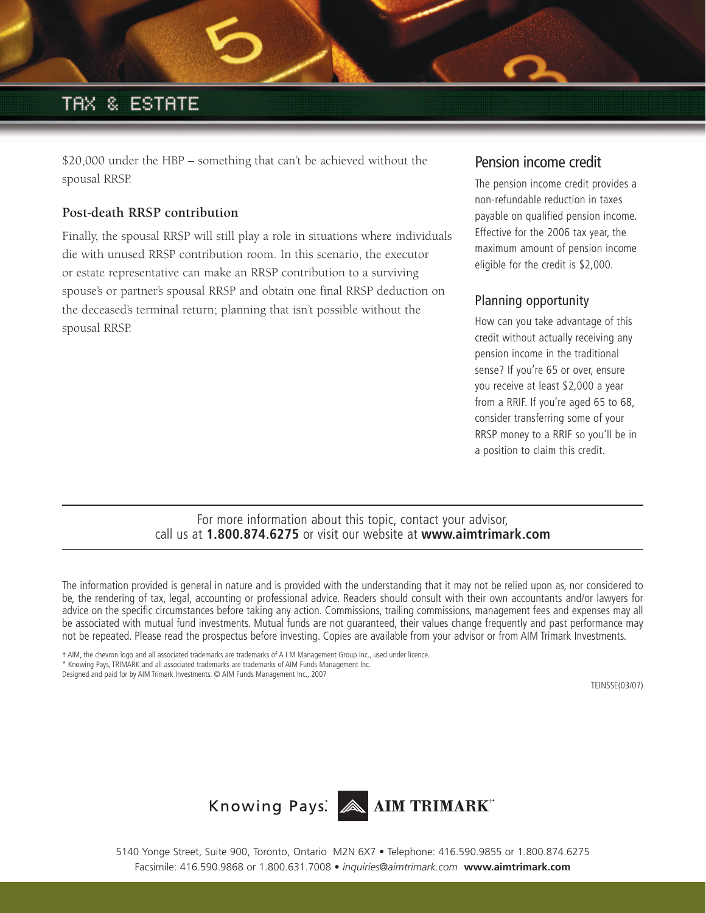TAX & ESTATE

$20,000 under the HBP – something that can't be achieved without the spousal RRSP.

### Post-death RRSP contribution

Finally, the spousal RRSP will still play a role in situations where individuals die with unused RRSP contribution room. In this scenario, the executor or estate representative can make an RRSP contribution to a surviving spouse's or partner's spousal RRSP and obtain one final RRSP deduction on the deceased's terminal return; planning that isn't possible without the spousal RRSP.

## Pension income credit

The pension income credit provides a non-refundable reduction in taxes payable on qualified pension income. Effective for the 2006 tax year, the maximum amount of pension income eligible for the credit is $2,000.

## Planning opportunity

How can you take advantage of this credit without actually receiving any pension income in the traditional sense? If you're 65 or over, ensure you receive at least $2,000 a year from a RRIF. If you're aged 65 to 68, consider transferring some of your RRSP money to a RRIF so you'll be in a position to claim this credit.

---

For more information about this topic, contact your advisor, call us at **1.800.874.6275** or visit our website at **www.aimtrimark.com**

---

The information provided is general in nature and is provided with the understanding that it may not be relied upon as, nor considered to be, the rendering of tax, legal, accounting or professional advice. Readers should consult with their own accountants and/or lawyers for advice on the specific circumstances before taking any action. Commissions, trailing commissions, management fees and expenses may all be associated with mutual fund investments. Mutual funds are not guaranteed, their values change frequently and past performance may not be repeated. Please read the prospectus before investing. Copies are available from your advisor or from AIM Trimark Investments.

† AIM, the chevron logo and all associated trademarks are trademarks of A I M Management Group Inc., used under licence.
* Knowing Pays, TRIMARK and all associated trademarks are trademarks of AIM Funds Management Inc.
Designed and paid for by AIM Trimark Investments. © AIM Funds Management Inc., 2007

TEINSSE(03/07)

Knowing Pays.* AIM TRIMARK†*

5140 Yonge Street, Suite 900, Toronto, Ontario M2N 6X7 • Telephone: 416.590.9855 or 1.800.874.6275
Facsimile: 416.590.9868 or 1.800.631.7008 • *inquiries@aimtrimark.com* **www.aimtrimark.com**